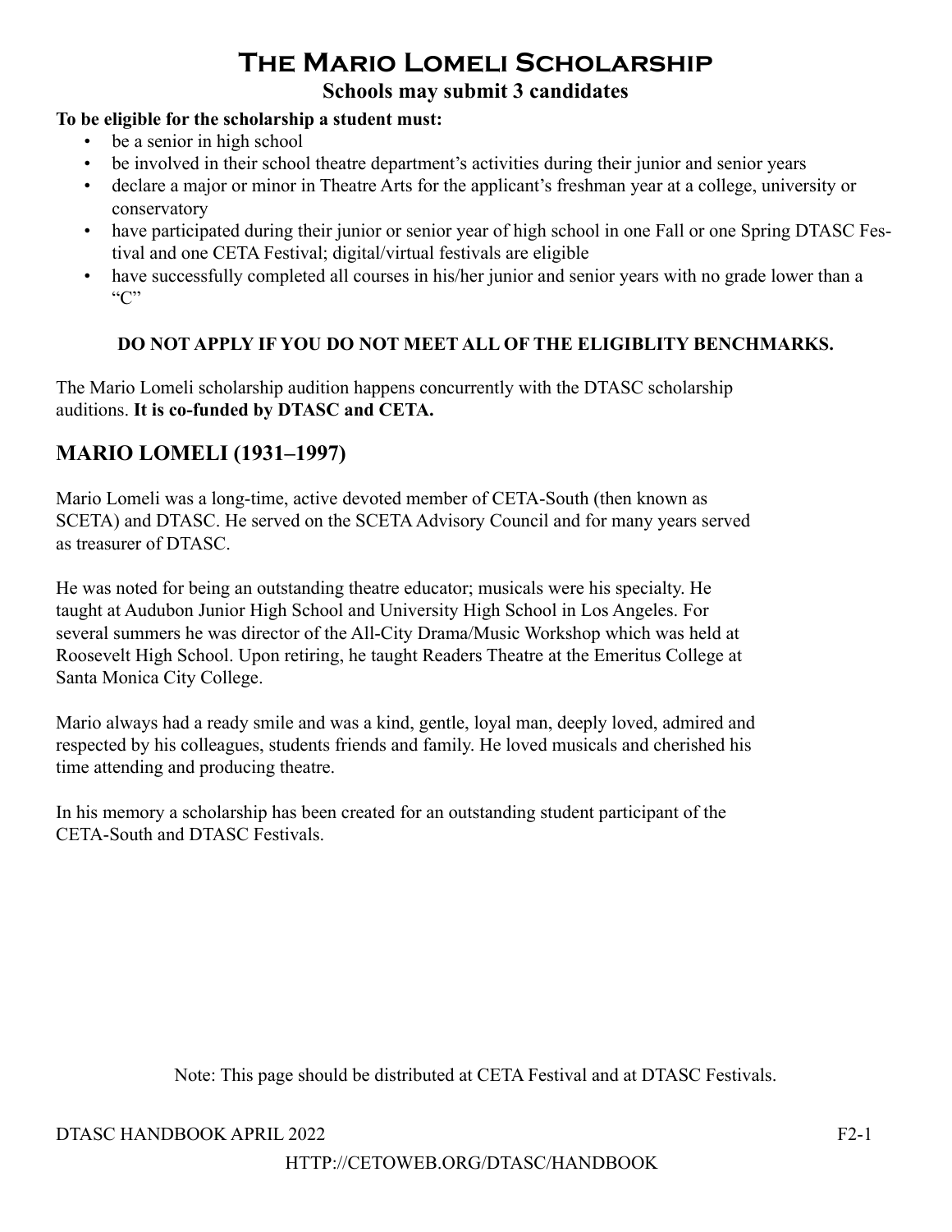# The Mario Lomeli Scholarship

**Schools may submit 3 candidates**

**To be eligible for the scholarship a student must:**

- be a senior in high school
- be involved in their school theatre department's activities during their junior and senior years
- declare a major or minor in Theatre Arts for the applicant's freshman year at a college, university or conservatory
- have participated during their junior or senior year of high school in one Fall or one Spring DTASC Festival and one CETA Festival; digital/virtual festivals are eligible
- have successfully completed all courses in his/her junior and senior years with no grade lower than a "C"

**DO NOT APPLY IF YOU DO NOT MEET ALL OF THE ELIGIBLITY BENCHMARKS.**

The Mario Lomeli scholarship audition happens concurrently with the DTASC scholarship auditions. **It is co-funded by DTASC and CETA.**

## MARIO LOMELI (1931–1997)

Mario Lomeli was a long-time, active devoted member of CETA-South (then known as SCETA) and DTASC. He served on the SCETA Advisory Council and for many years served as treasurer of DTASC.

He was noted for being an outstanding theatre educator; musicals were his specialty. He taught at Audubon Junior High School and University High School in Los Angeles. For several summers he was director of the All-City Drama/Music Workshop which was held at Roosevelt High School. Upon retiring, he taught Readers Theatre at the Emeritus College at Santa Monica City College.

Mario always had a ready smile and was a kind, gentle, loyal man, deeply loved, admired and respected by his colleagues, students friends and family. He loved musicals and cherished his time attending and producing theatre.

In his memory a scholarship has been created for an outstanding student participant of the CETA-South and DTASC Festivals.

Note: This page should be distributed at CETA Festival and at DTASC Festivals.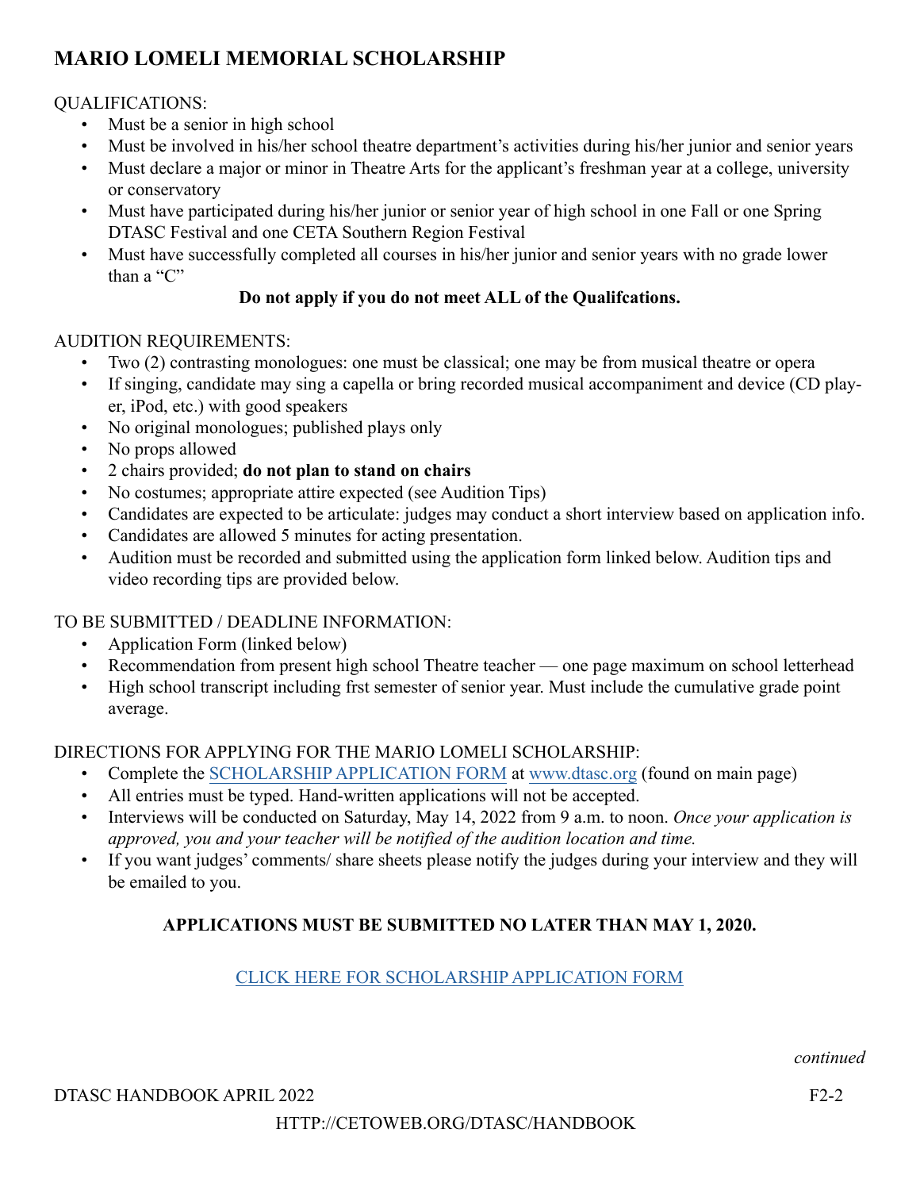# MARIO LOMELI MEMORIAL SCHOLARSHIP

QUALIFICATIONS:

- Must be a senior in high school
- Must be involved in his/her school theatre department's activities during his/her junior and senior years
- Must declare a major or minor in Theatre Arts for the applicant's freshman year at a college, university or conservatory
- Must have participated during his/her junior or senior year of high school in one Fall or one Spring DTASC Festival and one CETA Southern Region Festival
- Must have successfully completed all courses in his/her junior and senior years with no grade lower than a "C"

**Do not apply if you do not meet ALL of the Qualifcations.**

AUDITION REQUIREMENTS:

- Two (2) contrasting monologues: one must be classical; one may be from musical theatre or opera
- If singing, candidate may sing a capella or bring recorded musical accompaniment and device (CD player, iPod, etc.) with good speakers
- No original monologues; published plays only
- No props allowed
- 2 chairs provided; **do not plan to stand on chairs**
- No costumes; appropriate attire expected (see Audition Tips)
- Candidates are expected to be articulate: judges may conduct a short interview based on application info.
- Candidates are allowed 5 minutes for acting presentation.
- Audition must be recorded and submitted using the application form linked below. Audition tips and video recording tips are provided below.

TO BE SUBMITTED / DEADLINE INFORMATION:

- Application Form (linked below)
- Recommendation from present high school Theatre teacher — one page maximum on school letterhead
- High school transcript including frst semester of senior year. Must include the cumulative grade point average.

DIRECTIONS FOR APPLYING FOR THE MARIO LOMELI SCHOLARSHIP:

- Complete the SCHOLARSHIP APPLICATION FORM at www.dtasc.org (found on main page)
- All entries must be typed. Hand-written applications will not be accepted.
- Interviews will be conducted on Saturday, May 14, 2022 from 9 a.m. to noon. *Once your application is approved, you and your teacher will be notified of the audition location and time.*
- If you want judges' comments/ share sheets please notify the judges during your interview and they will be emailed to you.

**APPLICATIONS MUST BE SUBMITTED NO LATER THAN MAY 1, 2020.**

CLICK HERE FOR SCHOLARSHIP APPLICATION FORM

*continued*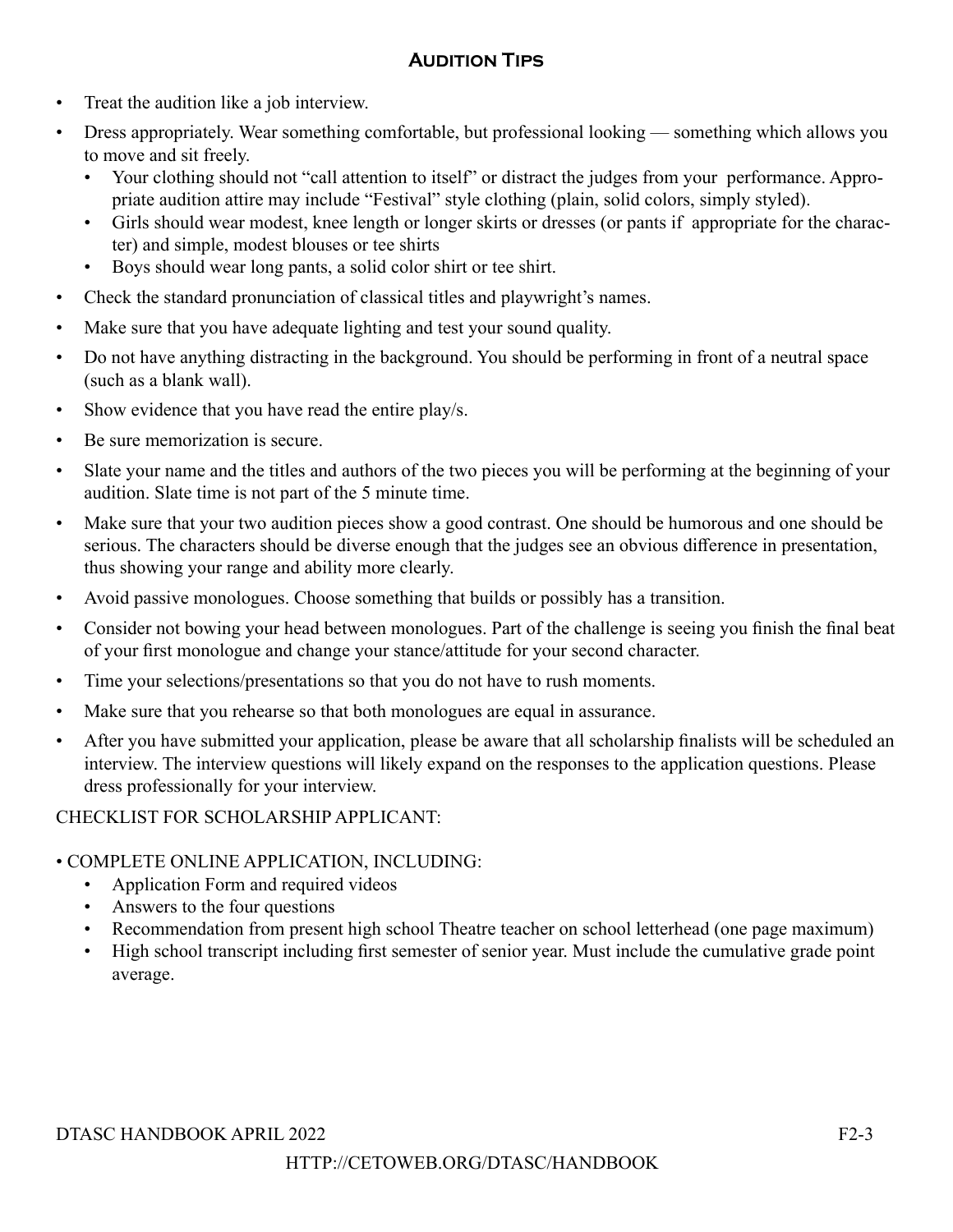## Audition Tips

- Treat the audition like a job interview.
- Dress appropriately. Wear something comfortable, but professional looking — something which allows you to move and sit freely.
  - Your clothing should not "call attention to itself" or distract the judges from your performance. Appropriate audition attire may include "Festival" style clothing (plain, solid colors, simply styled).
  - Girls should wear modest, knee length or longer skirts or dresses (or pants if appropriate for the character) and simple, modest blouses or tee shirts
  - Boys should wear long pants, a solid color shirt or tee shirt.
- Check the standard pronunciation of classical titles and playwright's names.
- Make sure that you have adequate lighting and test your sound quality.
- Do not have anything distracting in the background. You should be performing in front of a neutral space (such as a blank wall).
- Show evidence that you have read the entire play/s.
- Be sure memorization is secure.
- Slate your name and the titles and authors of the two pieces you will be performing at the beginning of your audition. Slate time is not part of the 5 minute time.
- Make sure that your two audition pieces show a good contrast. One should be humorous and one should be serious. The characters should be diverse enough that the judges see an obvious difference in presentation, thus showing your range and ability more clearly.
- Avoid passive monologues. Choose something that builds or possibly has a transition.
- Consider not bowing your head between monologues. Part of the challenge is seeing you finish the final beat of your first monologue and change your stance/attitude for your second character.
- Time your selections/presentations so that you do not have to rush moments.
- Make sure that you rehearse so that both monologues are equal in assurance.
- After you have submitted your application, please be aware that all scholarship finalists will be scheduled an interview. The interview questions will likely expand on the responses to the application questions. Please dress professionally for your interview.

CHECKLIST FOR SCHOLARSHIP APPLICANT:

- COMPLETE ONLINE APPLICATION, INCLUDING:
  - Application Form and required videos
  - Answers to the four questions
  - Recommendation from present high school Theatre teacher on school letterhead (one page maximum)
  - High school transcript including first semester of senior year. Must include the cumulative grade point average.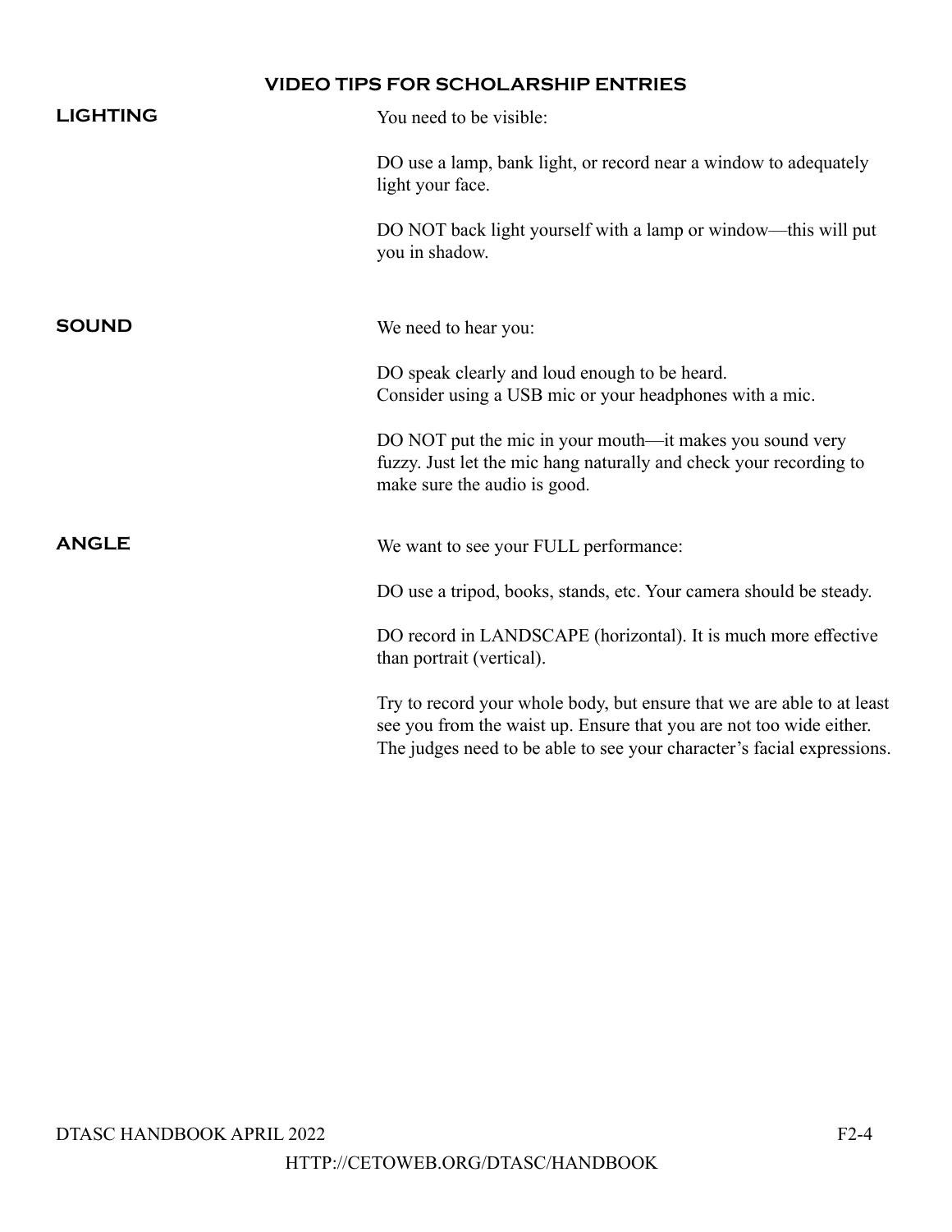## VIDEO TIPS FOR SCHOLARSHIP ENTRIES

### LIGHTING

You need to be visible:

DO use a lamp, bank light, or record near a window to adequately light your face.

DO NOT back light yourself with a lamp or window—this will put you in shadow.

### SOUND

We need to hear you:

DO speak clearly and loud enough to be heard.
Consider using a USB mic or your headphones with a mic.

DO NOT put the mic in your mouth—it makes you sound very fuzzy. Just let the mic hang naturally and check your recording to make sure the audio is good.

### ANGLE

We want to see your FULL performance:

DO use a tripod, books, stands, etc. Your camera should be steady.

DO record in LANDSCAPE (horizontal). It is much more effective than portrait (vertical).

Try to record your whole body, but ensure that we are able to at least see you from the waist up. Ensure that you are not too wide either. The judges need to be able to see your character's facial expressions.